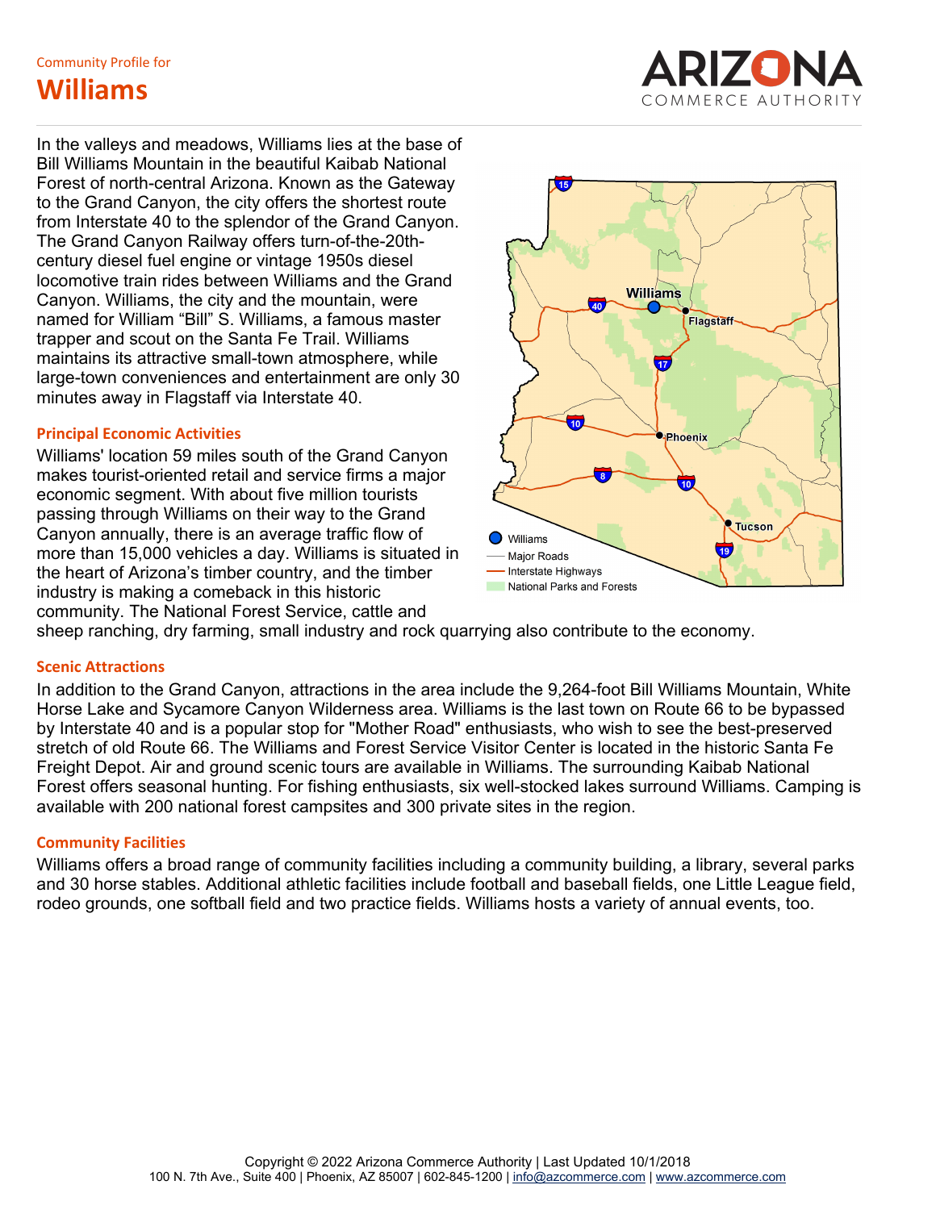Community Profile for

# Williams

In the valleys and meadows, Williams lies at the base of Bill Williams Mountain in the beautiful Kaibab National Forest of north-central Arizona. Known as the Gateway to the Grand Canyon, the city offers the shortest route from Interstate 40 to the splendor of the Grand Canyon. The Grand Canyon Railway offers turn-of-the-20th-century diesel fuel engine or vintage 1950s diesel locomotive train rides between Williams and the Grand Canyon. Williams, the city and the mountain, were named for William "Bill" S. Williams, a famous master trapper and scout on the Santa Fe Trail. Williams maintains its attractive small-town atmosphere, while large-town conveniences and entertainment are only 30 minutes away in Flagstaff via Interstate 40.

## Principal Economic Activities

Williams' location 59 miles south of the Grand Canyon makes tourist-oriented retail and service firms a major economic segment. With about five million tourists passing through Williams on their way to the Grand Canyon annually, there is an average traffic flow of more than 15,000 vehicles a day. Williams is situated in the heart of Arizona's timber country, and the timber industry is making a comeback in this historic community. The National Forest Service, cattle and sheep ranching, dry farming, small industry and rock quarrying also contribute to the economy.

## Scenic Attractions

In addition to the Grand Canyon, attractions in the area include the 9,264-foot Bill Williams Mountain, White Horse Lake and Sycamore Canyon Wilderness area. Williams is the last town on Route 66 to be bypassed by Interstate 40 and is a popular stop for "Mother Road" enthusiasts, who wish to see the best-preserved stretch of old Route 66. The Williams and Forest Service Visitor Center is located in the historic Santa Fe Freight Depot. Air and ground scenic tours are available in Williams. The surrounding Kaibab National Forest offers seasonal hunting. For fishing enthusiasts, six well-stocked lakes surround Williams. Camping is available with 200 national forest campsites and 300 private sites in the region.

## Community Facilities

Williams offers a broad range of community facilities including a community building, a library, several parks and 30 horse stables. Additional athletic facilities include football and baseball fields, one Little League field, rodeo grounds, one softball field and two practice fields. Williams hosts a variety of annual events, too.

Copyright © 2022 Arizona Commerce Authority | Last Updated 10/1/2018
100 N. 7th Ave., Suite 400 | Phoenix, AZ 85007 | 602-845-1200 | info@azcommerce.com | www.azcommerce.com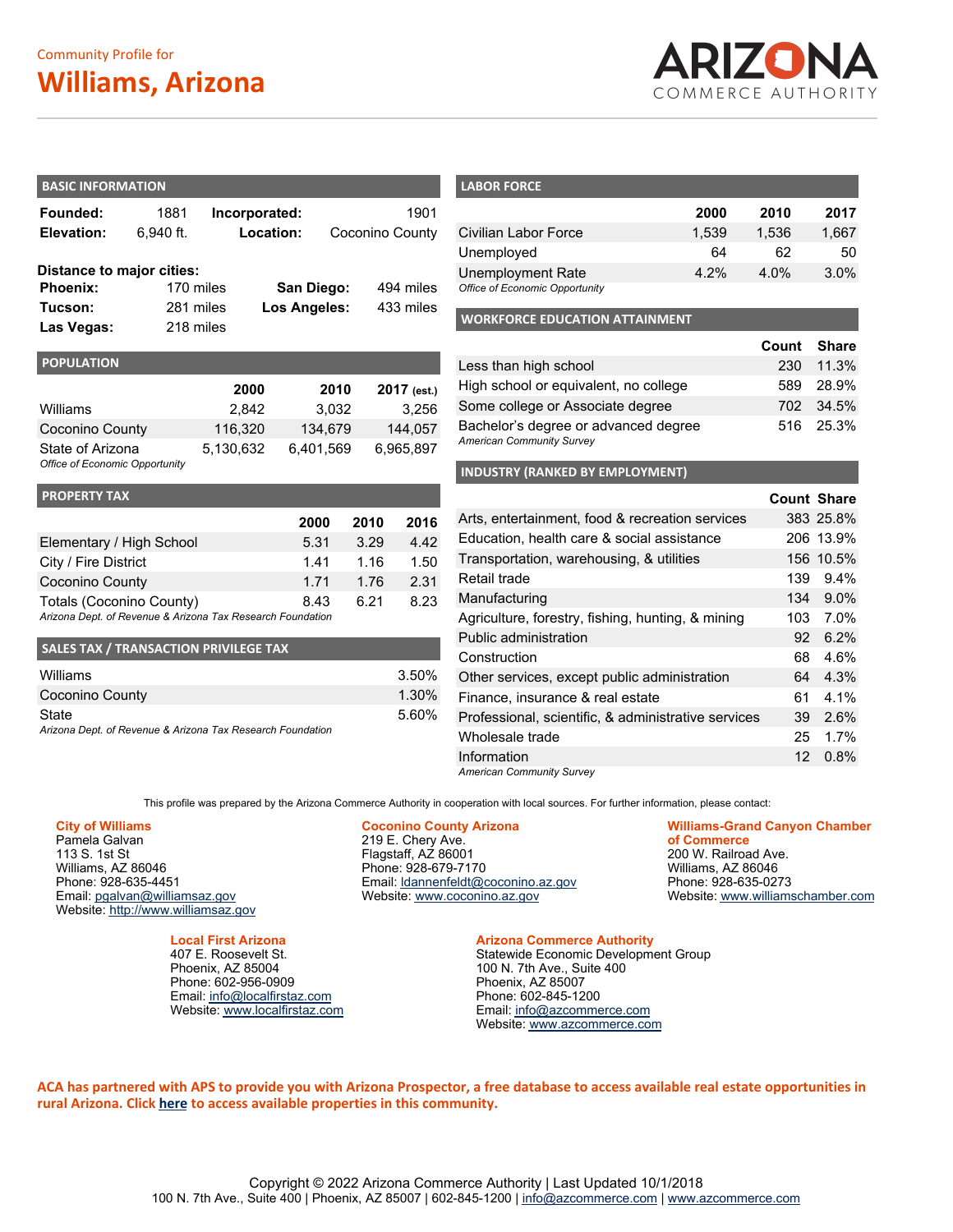Community Profile for

# Williams, Arizona

## BASIC INFORMATION

| | | | |
|---|---|---|---|
| **Founded:** | 1881 | **Incorporated:** | 1901 |
| **Elevation:** | 6,940 ft. | **Location:** | Coconino County |

**Distance to major cities:**

| | | | |
|---|---|---|---|
| **Phoenix:** | 170 miles | **San Diego:** | 494 miles |
| **Tucson:** | 281 miles | **Los Angeles:** | 433 miles |
| **Las Vegas:** | 218 miles | | |

## POPULATION

| | 2000 | 2010 | 2017 (est.) |
|---|---|---|---|
| Williams | 2,842 | 3,032 | 3,256 |
| Coconino County | 116,320 | 134,679 | 144,057 |
| State of Arizona | 5,130,632 | 6,401,569 | 6,965,897 |

*Office of Economic Opportunity*

## PROPERTY TAX

| | 2000 | 2010 | 2016 |
|---|---|---|---|
| Elementary / High School | 5.31 | 3.29 | 4.42 |
| City / Fire District | 1.41 | 1.16 | 1.50 |
| Coconino County | 1.71 | 1.76 | 2.31 |
| Totals (Coconino County) | 8.43 | 6.21 | 8.23 |

*Arizona Dept. of Revenue & Arizona Tax Research Foundation*

## SALES TAX / TRANSACTION PRIVILEGE TAX

| | |
|---|---|
| Williams | 3.50% |
| Coconino County | 1.30% |
| State | 5.60% |

*Arizona Dept. of Revenue & Arizona Tax Research Foundation*

## LABOR FORCE

| | 2000 | 2010 | 2017 |
|---|---|---|---|
| Civilian Labor Force | 1,539 | 1,536 | 1,667 |
| Unemployed | 64 | 62 | 50 |
| Unemployment Rate | 4.2% | 4.0% | 3.0% |

*Office of Economic Opportunity*

## WORKFORCE EDUCATION ATTAINMENT

| | Count | Share |
|---|---|---|
| Less than high school | 230 | 11.3% |
| High school or equivalent, no college | 589 | 28.9% |
| Some college or Associate degree | 702 | 34.5% |
| Bachelor's degree or advanced degree | 516 | 25.3% |

*American Community Survey*

## INDUSTRY (RANKED BY EMPLOYMENT)

| | Count | Share |
|---|---|---|
| Arts, entertainment, food & recreation services | 383 | 25.8% |
| Education, health care & social assistance | 206 | 13.9% |
| Transportation, warehousing, & utilities | 156 | 10.5% |
| Retail trade | 139 | 9.4% |
| Manufacturing | 134 | 9.0% |
| Agriculture, forestry, fishing, hunting, & mining | 103 | 7.0% |
| Public administration | 92 | 6.2% |
| Construction | 68 | 4.6% |
| Other services, except public administration | 64 | 4.3% |
| Finance, insurance & real estate | 61 | 4.1% |
| Professional, scientific, & administrative services | 39 | 2.6% |
| Wholesale trade | 25 | 1.7% |
| Information | 12 | 0.8% |

*American Community Survey*

This profile was prepared by the Arizona Commerce Authority in cooperation with local sources. For further information, please contact:

**City of Williams**
Pamela Galvan
113 S. 1st St
Williams, AZ 86046
Phone: 928-635-4451
Email: pgalvan@williamsaz.gov
Website: http://www.williamsaz.gov

**Coconino County Arizona**
219 E. Chery Ave.
Flagstaff, AZ 86001
Phone: 928-679-7170
Email: ldannenfeldt@coconino.az.gov
Website: www.coconino.az.gov

**Williams-Grand Canyon Chamber of Commerce**
200 W. Railroad Ave.
Williams, AZ 86046
Phone: 928-635-0273
Website: www.williamschamber.com

**Local First Arizona**
407 E. Roosevelt St.
Phoenix, AZ 85004
Phone: 602-956-0909
Email: info@localfirstaz.com
Website: www.localfirstaz.com

**Arizona Commerce Authority**
Statewide Economic Development Group
100 N. 7th Ave., Suite 400
Phoenix, AZ 85007
Phone: 602-845-1200
Email: info@azcommerce.com
Website: www.azcommerce.com

**ACA has partnered with APS to provide you with Arizona Prospector, a free database to access available real estate opportunities in rural Arizona. Click here to access available properties in this community.**

Copyright © 2022 Arizona Commerce Authority | Last Updated 10/1/2018
100 N. 7th Ave., Suite 400 | Phoenix, AZ 85007 | 602-845-1200 | info@azcommerce.com | www.azcommerce.com